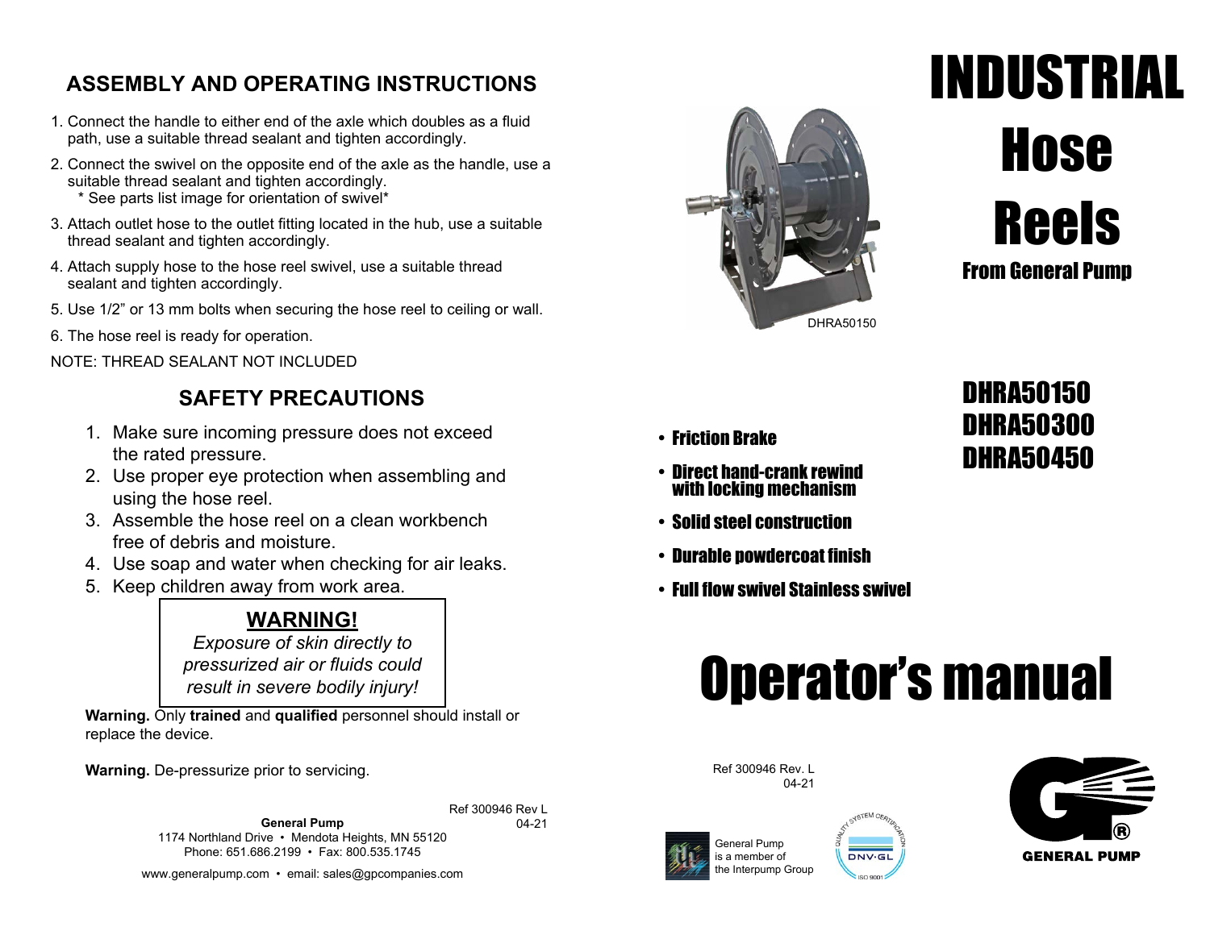## ASSEMBLY AND OPERATING INSTRUCTIONS

1. Connect the handle to either end of the axle which doubles as a fluid path, use a suitable thread sealant and tighten accordingly.
2. Connect the swivel on the opposite end of the axle as the handle, use a suitable thread sealant and tighten accordingly.
   * See parts list image for orientation of swivel*
3. Attach outlet hose to the outlet fitting located in the hub, use a suitable thread sealant and tighten accordingly.
4. Attach supply hose to the hose reel swivel, use a suitable thread sealant and tighten accordingly.
5. Use 1/2" or 13 mm bolts when securing the hose reel to ceiling or wall.
6. The hose reel is ready for operation.

NOTE: THREAD SEALANT NOT INCLUDED

## SAFETY PRECAUTIONS

1. Make sure incoming pressure does not exceed the rated pressure.
2. Use proper eye protection when assembling and using the hose reel.
3. Assemble the hose reel on a clean workbench free of debris and moisture.
4. Use soap and water when checking for air leaks.
5. Keep children away from work area.

**WARNING!**

*Exposure of skin directly to pressurized air or fluids could result in severe bodily injury!*

**Warning.** Only **trained** and **qualified** personnel should install or replace the device.

**Warning.** De-pressurize prior to servicing.

Ref 300946 Rev L
04-21

**General Pump**
1174 Northland Drive • Mendota Heights, MN 55120
Phone: 651.686.2199 • Fax: 800.535.1745

www.generalpump.com • email: sales@gpcompanies.com

# INDUSTRIAL Hose Reels

**From General Pump**

DHRA50150

## DHRA50150
## DHRA50300
## DHRA50450

- **Friction Brake**
- **Direct hand-crank rewind with locking mechanism**
- **Solid steel construction**
- **Durable powdercoat finish**
- **Full flow swivel Stainless swivel**

# Operator's manual

Ref 300946 Rev. L
04-21

General Pump is a member of the Interpump Group

QUALITY SYSTEM CERTIFICATION DNV·GL ISO 9001

GENERAL PUMP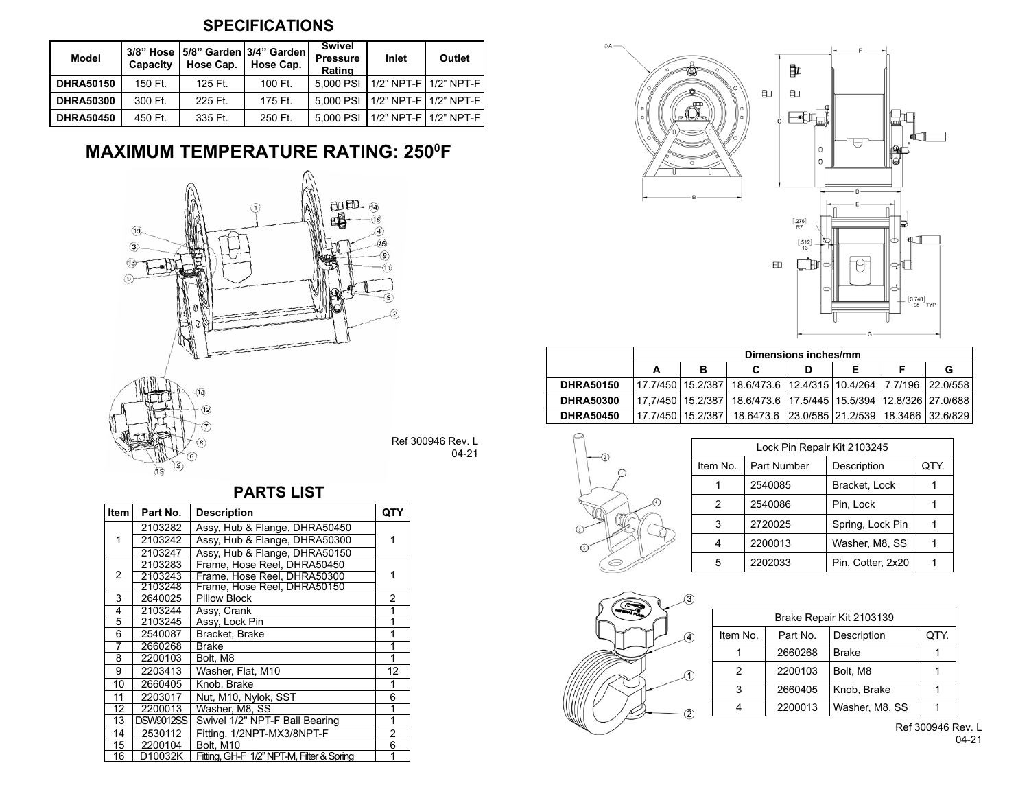## SPECIFICATIONS

| Model | 3/8" Hose Capacity | 5/8" Garden Hose Cap. | 3/4" Garden Hose Cap. | Swivel Pressure Rating | Inlet | Outlet |
|---|---|---|---|---|---|---|
| **DHRA50150** | 150 Ft. | 125 Ft. | 100 Ft. | 5,000 PSI | 1/2" NPT-F | 1/2" NPT-F |
| **DHRA50300** | 300 Ft. | 225 Ft. | 175 Ft. | 5,000 PSI | 1/2" NPT-F | 1/2" NPT-F |
| **DHRA50450** | 450 Ft. | 335 Ft. | 250 Ft. | 5,000 PSI | 1/2" NPT-F | 1/2" NPT-F |

# MAXIMUM TEMPERATURE RATING: 250⁰F

Ref 300946 Rev. L
04-21

## PARTS LIST

| Item | Part No. | Description | QTY |
|---|---|---|---|
| 1 | 2103282 | Assy, Hub & Flange, DHRA50450 | 1 |
| | 2103242 | Assy, Hub & Flange, DHRA50300 | |
| | 2103247 | Assy, Hub & Flange, DHRA50150 | |
| 2 | 2103283 | Frame, Hose Reel, DHRA50450 | 1 |
| | 2103243 | Frame, Hose Reel, DHRA50300 | |
| | 2103248 | Frame, Hose Reel, DHRA50150 | |
| 3 | 2640025 | Pillow Block | 2 |
| 4 | 2103244 | Assy, Crank | 1 |
| 5 | 2103245 | Assy, Lock Pin | 1 |
| 6 | 2540087 | Bracket, Brake | 1 |
| 7 | 2660268 | Brake | 1 |
| 8 | 2200103 | Bolt, M8 | 1 |
| 9 | 2203413 | Washer, Flat, M10 | 12 |
| 10 | 2660405 | Knob, Brake | 1 |
| 11 | 2203017 | Nut, M10, Nylok, SST | 6 |
| 12 | 2200013 | Washer, M8, SS | 1 |
| 13 | DSW9012SS | Swivel 1/2" NPT-F Ball Bearing | 1 |
| 14 | 2530112 | Fitting, 1/2NPT-MX3/8NPT-F | 2 |
| 15 | 2200104 | Bolt, M10 | 6 |
| 16 | D10032K | Fitting, GH-F 1/2" NPT-M, Filter & Spring | 1 |

| | Dimensions inches/mm | | | | | | |
|---|---|---|---|---|---|---|---|
| | **A** | **B** | **C** | **D** | **E** | **F** | **G** |
| **DHRA50150** | 17.7/450 | 15.2/387 | 18.6/473.6 | 12.4/315 | 10.4/264 | 7.7/196 | 22.0/558 |
| **DHRA50300** | 17,7/450 | 15.2/387 | 18.6/473.6 | 17.5/445 | 15.5/394 | 12.8/326 | 27.0/688 |
| **DHRA50450** | 17.7/450 | 15.2/387 | 18.6473.6 | 23.0/585 | 21.2/539 | 18.3466 | 32.6/829 |

| Lock Pin Repair Kit 2103245 | | | |
|---|---|---|---|
| Item No. | Part Number | Description | QTY. |
| 1 | 2540085 | Bracket, Lock | 1 |
| 2 | 2540086 | Pin, Lock | 1 |
| 3 | 2720025 | Spring, Lock Pin | 1 |
| 4 | 2200013 | Washer, M8, SS | 1 |
| 5 | 2202033 | Pin, Cotter, 2x20 | 1 |

| Brake Repair Kit 2103139 | | | |
|---|---|---|---|
| Item No. | Part No. | Description | QTY. |
| 1 | 2660268 | Brake | 1 |
| 2 | 2200103 | Bolt, M8 | 1 |
| 3 | 2660405 | Knob, Brake | 1 |
| 4 | 2200013 | Washer, M8, SS | 1 |

Ref 300946 Rev. L
04-21